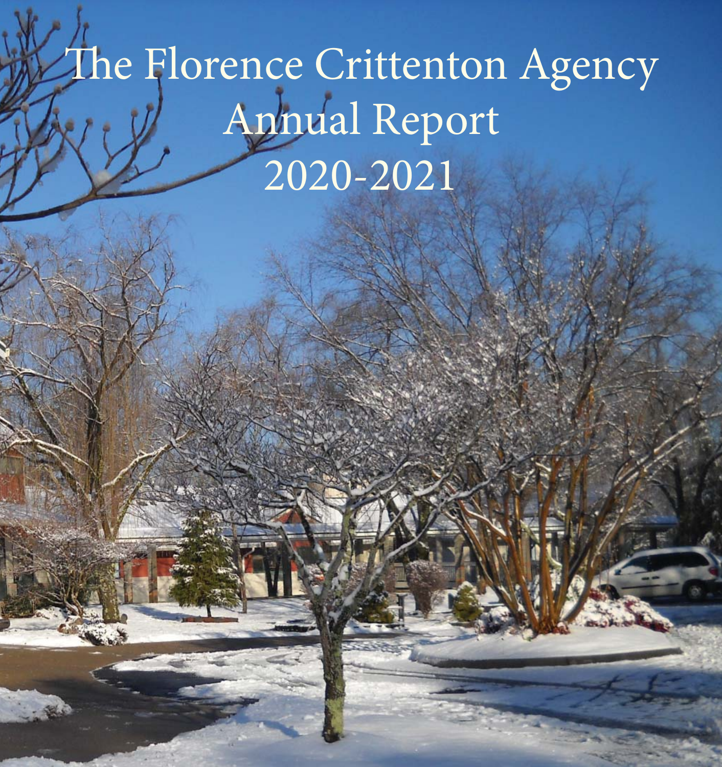# The Florence Crittenton Agency Annual Report 2020-2021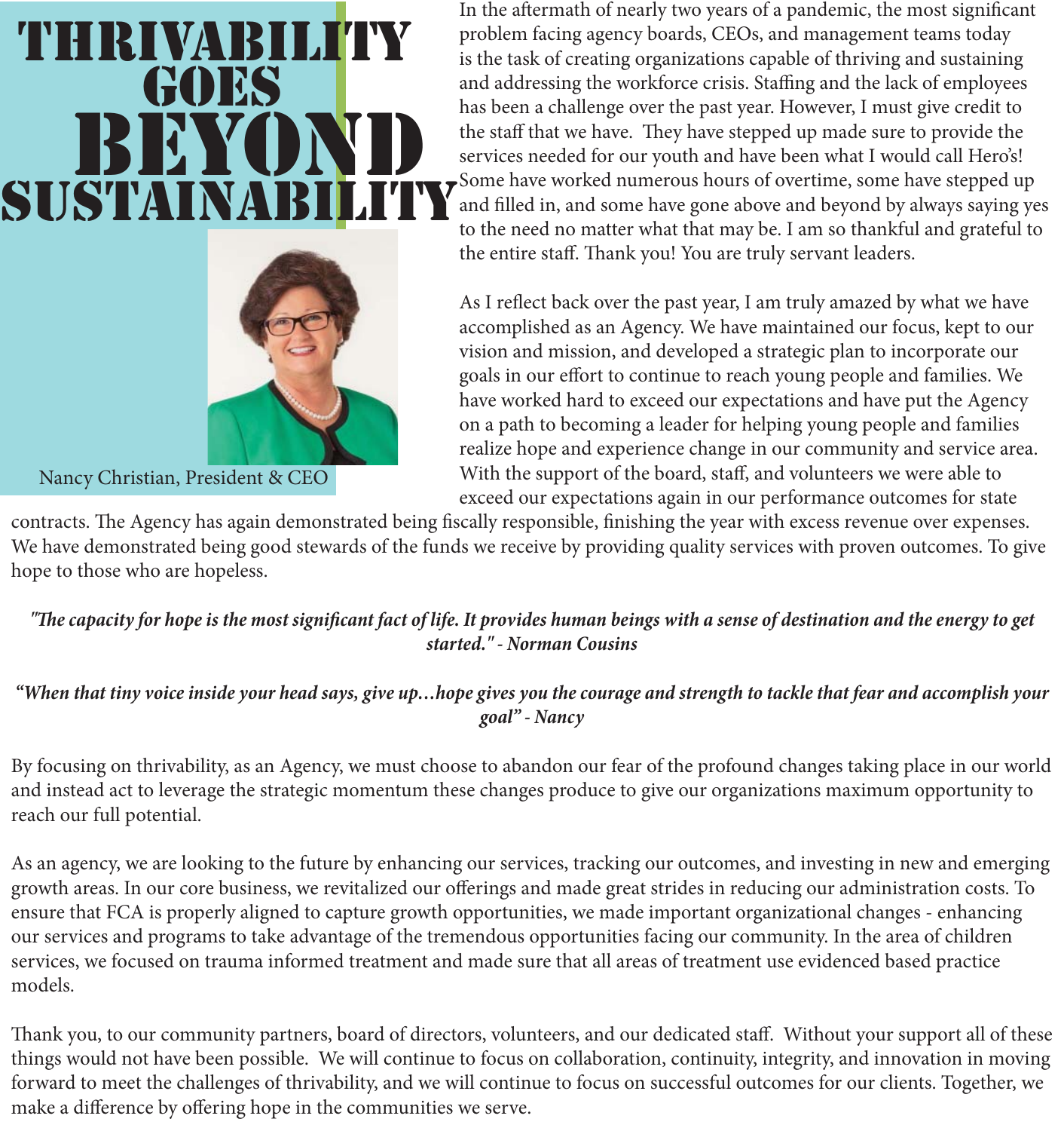# THRIVABILITY GOES BEYOND SUSTAINABILITY

Nancy Christian, President & CEO

In the aftermath of nearly two years of a pandemic, the most significant problem facing agency boards, CEOs, and management teams today is the task of creating organizations capable of thriving and sustaining and addressing the workforce crisis. Staffing and the lack of employees has been a challenge over the past year. However, I must give credit to the staff that we have. They have stepped up made sure to provide the services needed for our youth and have been what I would call Hero's! Some have worked numerous hours of overtime, some have stepped up and filled in, and some have gone above and beyond by always saying yes to the need no matter what that may be. I am so thankful and grateful to the entire staff. Thank you! You are truly servant leaders.

As I reflect back over the past year, I am truly amazed by what we have accomplished as an Agency. We have maintained our focus, kept to our vision and mission, and developed a strategic plan to incorporate our goals in our effort to continue to reach young people and families. We have worked hard to exceed our expectations and have put the Agency on a path to becoming a leader for helping young people and families realize hope and experience change in our community and service area. With the support of the board, staff, and volunteers we were able to exceed our expectations again in our performance outcomes for state contracts. The Agency has again demonstrated being fiscally responsible, finishing the year with excess revenue over expenses. We have demonstrated being good stewards of the funds we receive by providing quality services with proven outcomes. To give hope to those who are hopeless.

***"The capacity for hope is the most significant fact of life. It provides human beings with a sense of destination and the energy to get started." - Norman Cousins***

***"When that tiny voice inside your head says, give up…hope gives you the courage and strength to tackle that fear and accomplish your goal" - Nancy***

By focusing on thrivability, as an Agency, we must choose to abandon our fear of the profound changes taking place in our world and instead act to leverage the strategic momentum these changes produce to give our organizations maximum opportunity to reach our full potential.

As an agency, we are looking to the future by enhancing our services, tracking our outcomes, and investing in new and emerging growth areas. In our core business, we revitalized our offerings and made great strides in reducing our administration costs. To ensure that FCA is properly aligned to capture growth opportunities, we made important organizational changes - enhancing our services and programs to take advantage of the tremendous opportunities facing our community. In the area of children services, we focused on trauma informed treatment and made sure that all areas of treatment use evidenced based practice models.

Thank you, to our community partners, board of directors, volunteers, and our dedicated staff. Without your support all of these things would not have been possible. We will continue to focus on collaboration, continuity, integrity, and innovation in moving forward to meet the challenges of thrivability, and we will continue to focus on successful outcomes for our clients. Together, we make a difference by offering hope in the communities we serve.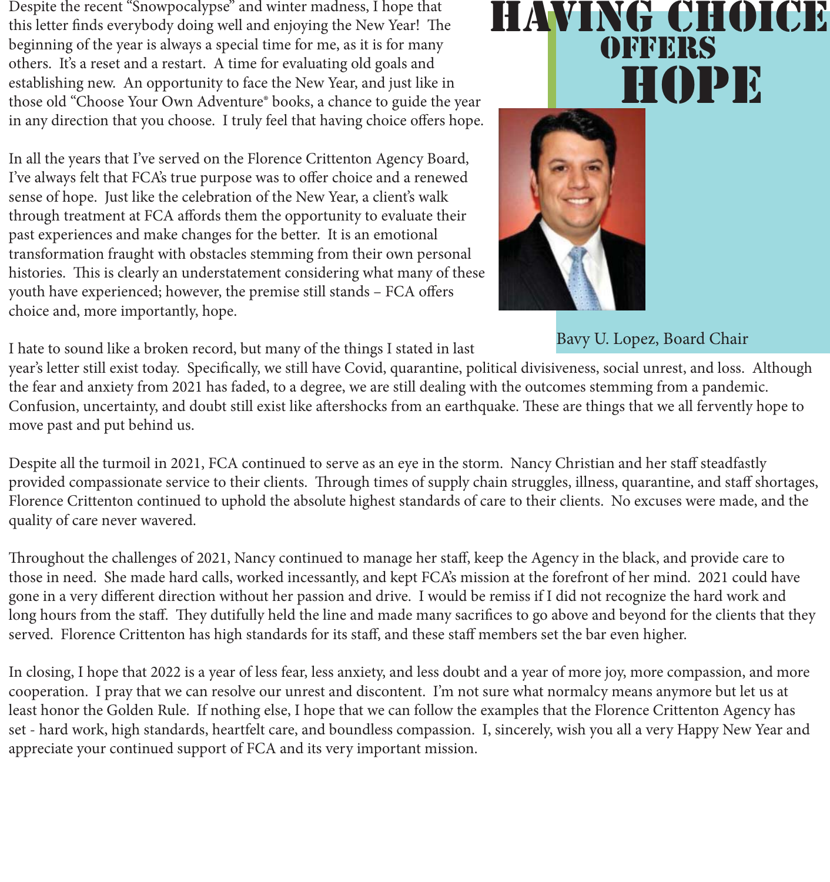# HAVING CHOICE OFFERS HOPE

Despite the recent "Snowpocalypse" and winter madness, I hope that this letter finds everybody doing well and enjoying the New Year! The beginning of the year is always a special time for me, as it is for many others. It's a reset and a restart. A time for evaluating old goals and establishing new. An opportunity to face the New Year, and just like in those old "Choose Your Own Adventure® books, a chance to guide the year in any direction that you choose. I truly feel that having choice offers hope.

In all the years that I've served on the Florence Crittenton Agency Board, I've always felt that FCA's true purpose was to offer choice and a renewed sense of hope. Just like the celebration of the New Year, a client's walk through treatment at FCA affords them the opportunity to evaluate their past experiences and make changes for the better. It is an emotional transformation fraught with obstacles stemming from their own personal histories. This is clearly an understatement considering what many of these youth have experienced; however, the premise still stands – FCA offers choice and, more importantly, hope.

Bavy U. Lopez, Board Chair

I hate to sound like a broken record, but many of the things I stated in last year's letter still exist today. Specifically, we still have Covid, quarantine, political divisiveness, social unrest, and loss. Although the fear and anxiety from 2021 has faded, to a degree, we are still dealing with the outcomes stemming from a pandemic. Confusion, uncertainty, and doubt still exist like aftershocks from an earthquake. These are things that we all fervently hope to move past and put behind us.

Despite all the turmoil in 2021, FCA continued to serve as an eye in the storm. Nancy Christian and her staff steadfastly provided compassionate service to their clients. Through times of supply chain struggles, illness, quarantine, and staff shortages, Florence Crittenton continued to uphold the absolute highest standards of care to their clients. No excuses were made, and the quality of care never wavered.

Throughout the challenges of 2021, Nancy continued to manage her staff, keep the Agency in the black, and provide care to those in need. She made hard calls, worked incessantly, and kept FCA's mission at the forefront of her mind. 2021 could have gone in a very different direction without her passion and drive. I would be remiss if I did not recognize the hard work and long hours from the staff. They dutifully held the line and made many sacrifices to go above and beyond for the clients that they served. Florence Crittenton has high standards for its staff, and these staff members set the bar even higher.

In closing, I hope that 2022 is a year of less fear, less anxiety, and less doubt and a year of more joy, more compassion, and more cooperation. I pray that we can resolve our unrest and discontent. I'm not sure what normalcy means anymore but let us at least honor the Golden Rule. If nothing else, I hope that we can follow the examples that the Florence Crittenton Agency has set - hard work, high standards, heartfelt care, and boundless compassion. I, sincerely, wish you all a very Happy New Year and appreciate your continued support of FCA and its very important mission.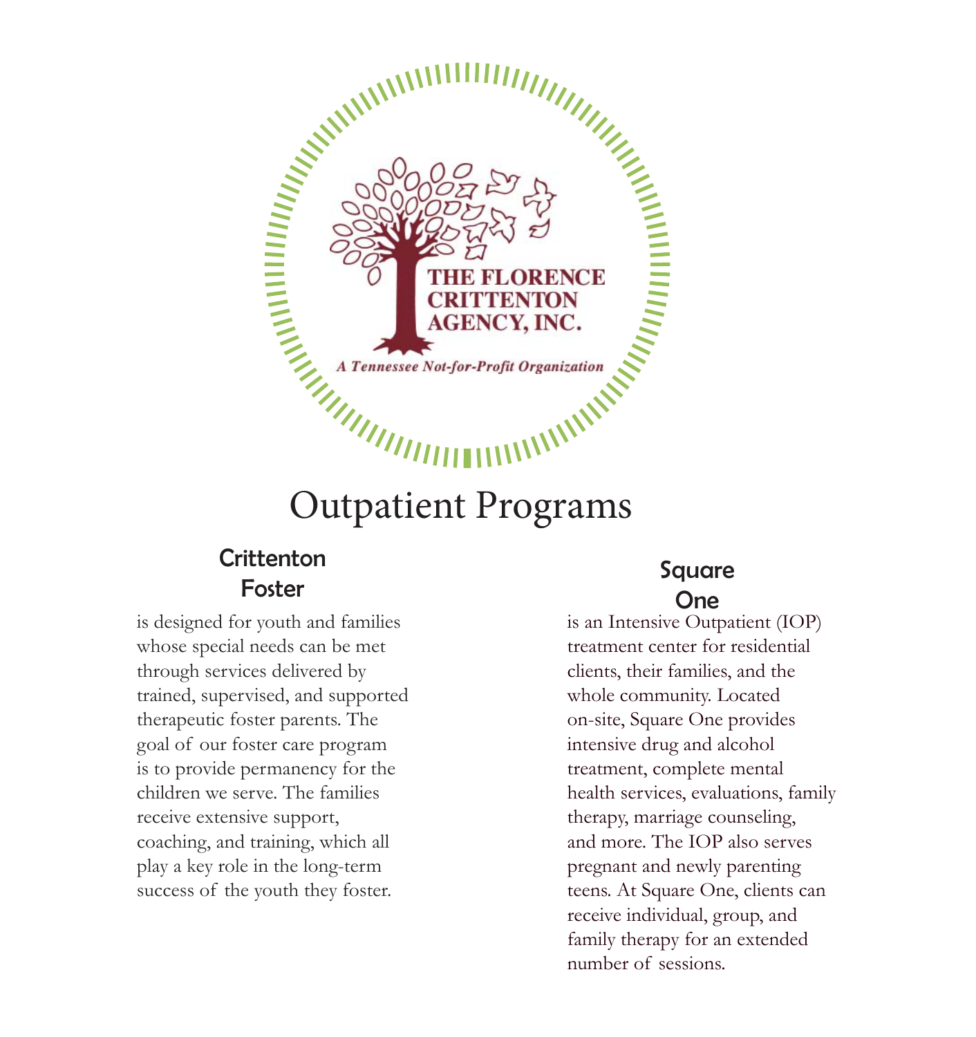THE FLORENCE CRITTENTON AGENCY, INC.

*A Tennessee Not-for-Profit Organization*

# Outpatient Programs

## Crittenton Foster

is designed for youth and families whose special needs can be met through services delivered by trained, supervised, and supported therapeutic foster parents. The goal of our foster care program is to provide permanency for the children we serve. The families receive extensive support, coaching, and training, which all play a key role in the long-term success of the youth they foster.

## Square One

is an Intensive Outpatient (IOP) treatment center for residential clients, their families, and the whole community. Located on-site, Square One provides intensive drug and alcohol treatment, complete mental health services, evaluations, family therapy, marriage counseling, and more. The IOP also serves pregnant and newly parenting teens. At Square One, clients can receive individual, group, and family therapy for an extended number of sessions.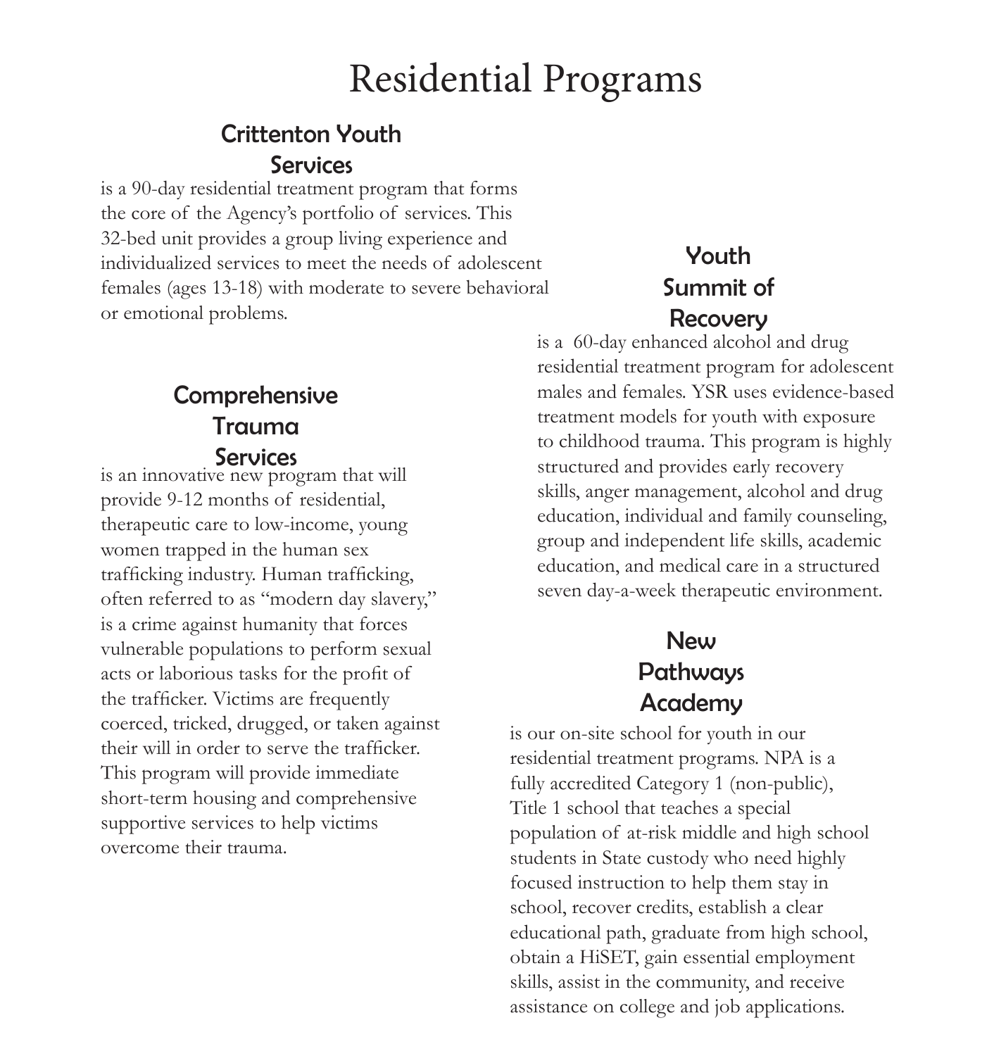# Residential Programs

## Crittenton Youth Services

is a 90-day residential treatment program that forms the core of the Agency's portfolio of services. This 32-bed unit provides a group living experience and individualized services to meet the needs of adolescent females (ages 13-18) with moderate to severe behavioral or emotional problems.

## Comprehensive Trauma Services

is an innovative new program that will provide 9-12 months of residential, therapeutic care to low-income, young women trapped in the human sex trafficking industry. Human trafficking, often referred to as "modern day slavery," is a crime against humanity that forces vulnerable populations to perform sexual acts or laborious tasks for the profit of the trafficker. Victims are frequently coerced, tricked, drugged, or taken against their will in order to serve the trafficker. This program will provide immediate short-term housing and comprehensive supportive services to help victims overcome their trauma.

## Youth Summit of Recovery

is a 60-day enhanced alcohol and drug residential treatment program for adolescent males and females. YSR uses evidence-based treatment models for youth with exposure to childhood trauma. This program is highly structured and provides early recovery skills, anger management, alcohol and drug education, individual and family counseling, group and independent life skills, academic education, and medical care in a structured seven day-a-week therapeutic environment.

## New Pathways Academy

is our on-site school for youth in our residential treatment programs. NPA is a fully accredited Category 1 (non-public), Title 1 school that teaches a special population of at-risk middle and high school students in State custody who need highly focused instruction to help them stay in school, recover credits, establish a clear educational path, graduate from high school, obtain a HiSET, gain essential employment skills, assist in the community, and receive assistance on college and job applications.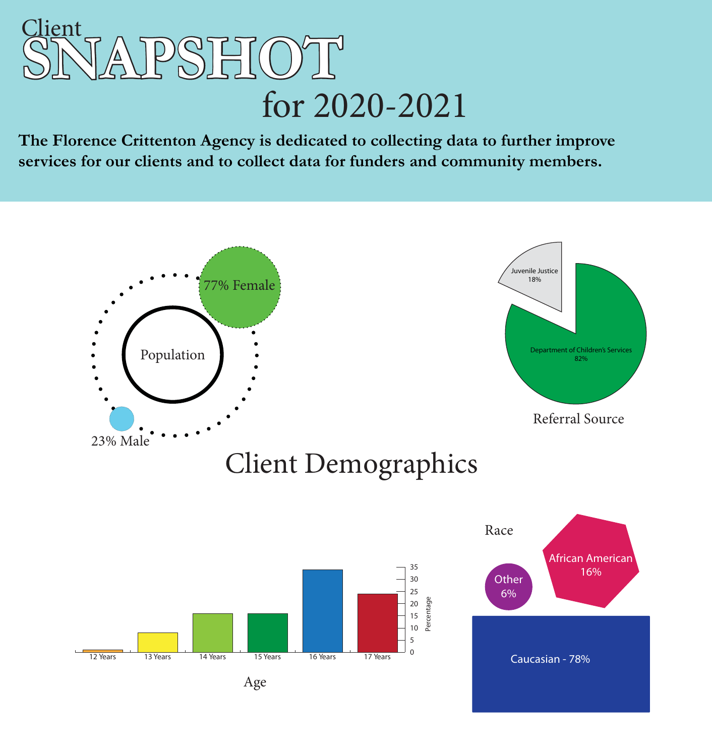# Client SNAPSHOT for 2020-2021

**The Florence Crittenton Agency is dedicated to collecting data to further improve services for our clients and to collect data for funders and community members.**

Population

77% Female

23% Male

Juvenile Justice 18%

Department of Children's Services 82%

Referral Source

## Client Demographics

| Age | Percentage |
|---|---|
| 12 Years | 1 |
| 13 Years | 8 |
| 14 Years | 16 |
| 15 Years | 16 |
| 16 Years | 34 |
| 17 Years | 24 |

Age

Race

Other 6%

African American 16%

Caucasian - 78%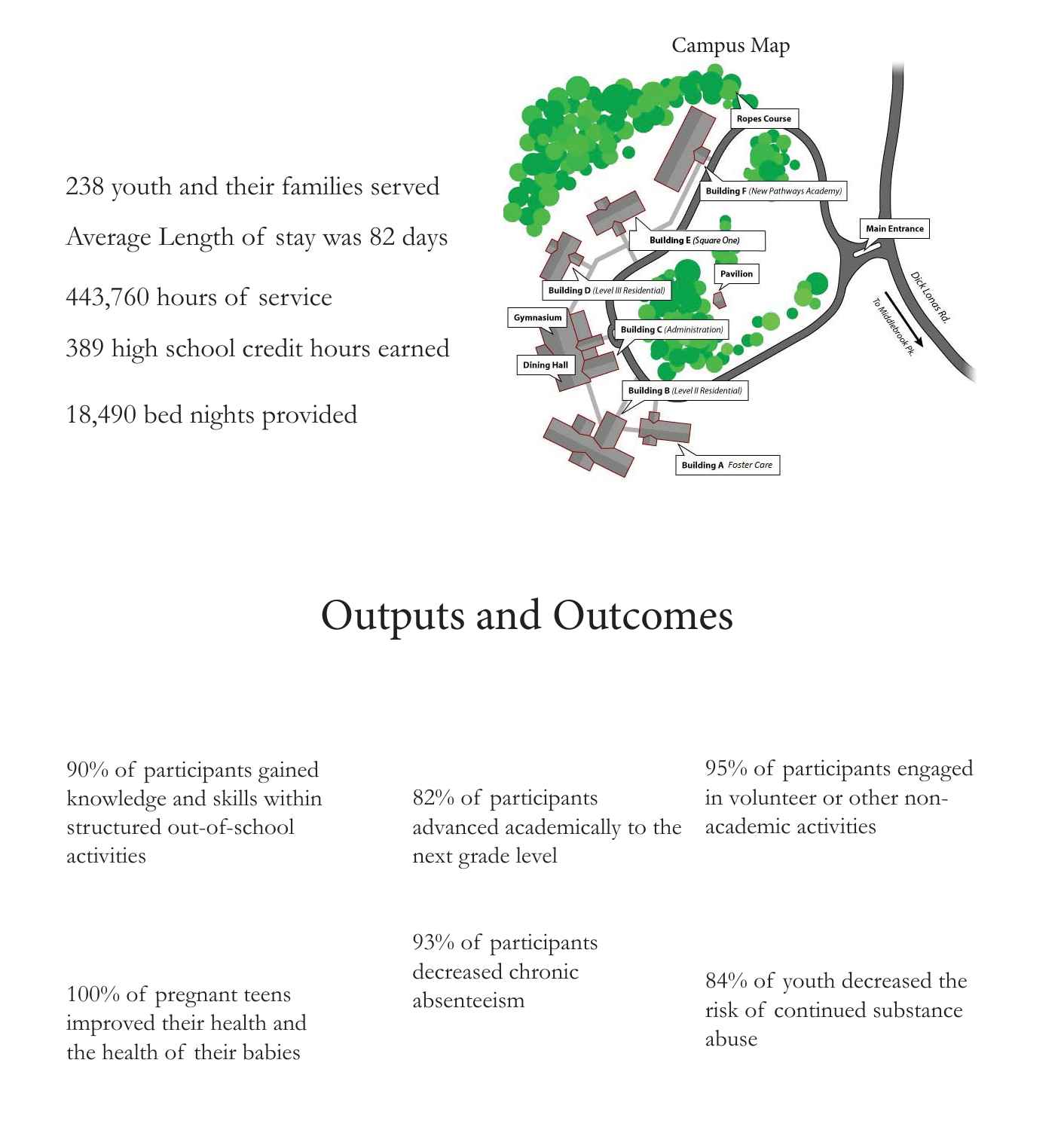238 youth and their families served

Average Length of stay was 82 days

443,760 hours of service

389 high school credit hours earned

18,490 bed nights provided

Campus Map

Ropes Course

Building F (New Pathways Academy)

Main Entrance

Building E (Square One)

Pavilion

Building D (Level III Residential)

Gymnasium

Building C (Administration)

Dining Hall

Building B (Level II Residential)

Building A Foster Care

Dick Lonas Rd.

To Middlebrook Pk.

# Outputs and Outcomes

90% of participants gained knowledge and skills within structured out-of-school activities

82% of participants advanced academically to the next grade level

95% of participants engaged in volunteer or other non-academic activities

100% of pregnant teens improved their health and the health of their babies

93% of participants decreased chronic absenteeism

84% of youth decreased the risk of continued substance abuse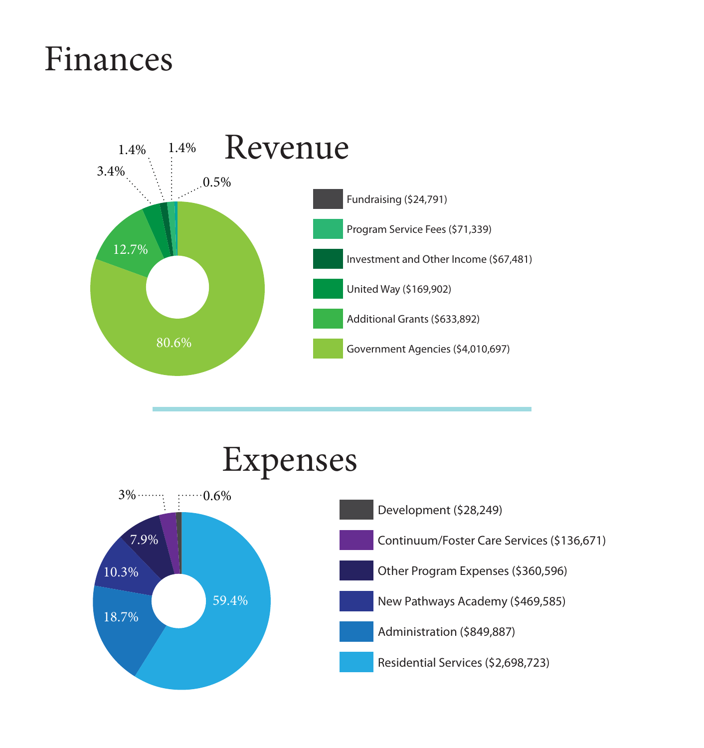# Finances

## Revenue

80.6%

12.7%

3.4%

1.4%

1.4%

0.5%

- Fundraising ($24,791)
- Program Service Fees ($71,339)
- Investment and Other Income ($67,481)
- United Way ($169,902)
- Additional Grants ($633,892)
- Government Agencies ($4,010,697)

## Expenses

59.4%

18.7%

10.3%

7.9%

3%

0.6%

- Development ($28,249)
- Continuum/Foster Care Services ($136,671)
- Other Program Expenses ($360,596)
- New Pathways Academy ($469,585)
- Administration ($849,887)
- Residential Services ($2,698,723)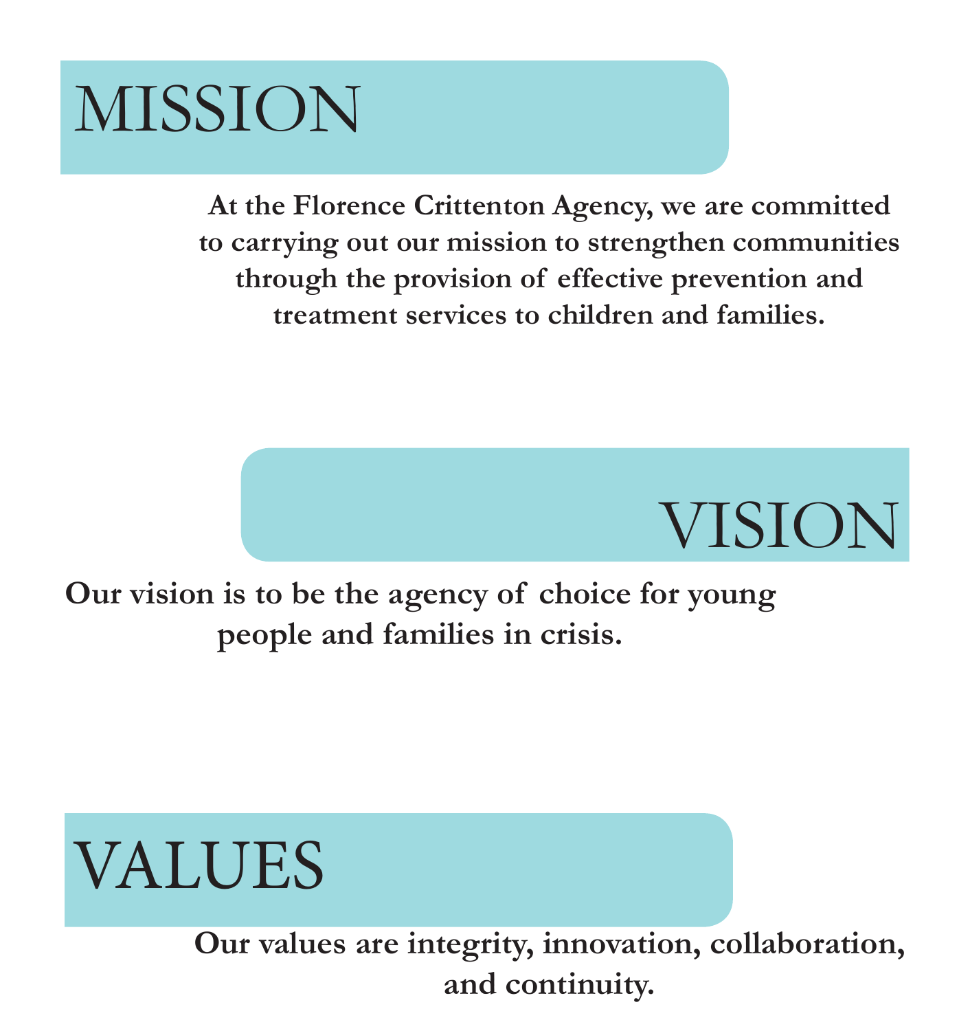# MISSION

**At the Florence Crittenton Agency, we are committed to carrying out our mission to strengthen communities through the provision of effective prevention and treatment services to children and families.**

# VISION

**Our vision is to be the agency of choice for young people and families in crisis.**

# VALUES

**Our values are integrity, innovation, collaboration, and continuity.**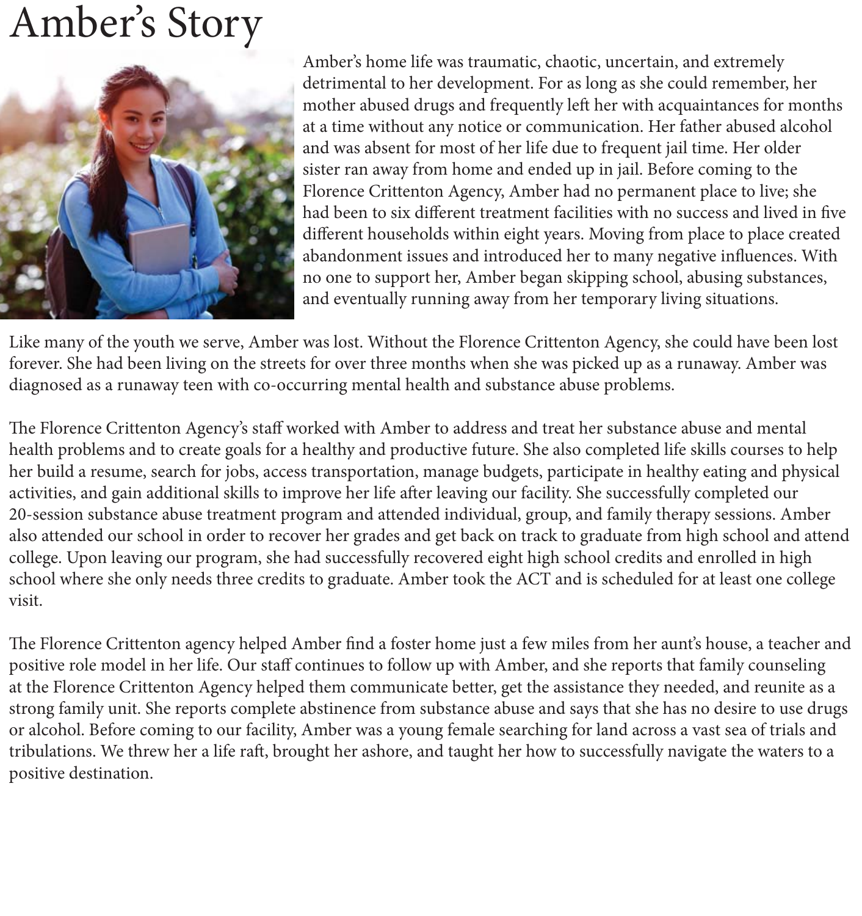# Amber's Story

Amber's home life was traumatic, chaotic, uncertain, and extremely detrimental to her development. For as long as she could remember, her mother abused drugs and frequently left her with acquaintances for months at a time without any notice or communication. Her father abused alcohol and was absent for most of her life due to frequent jail time. Her older sister ran away from home and ended up in jail. Before coming to the Florence Crittenton Agency, Amber had no permanent place to live; she had been to six different treatment facilities with no success and lived in five different households within eight years. Moving from place to place created abandonment issues and introduced her to many negative influences. With no one to support her, Amber began skipping school, abusing substances, and eventually running away from her temporary living situations.

Like many of the youth we serve, Amber was lost. Without the Florence Crittenton Agency, she could have been lost forever. She had been living on the streets for over three months when she was picked up as a runaway. Amber was diagnosed as a runaway teen with co-occurring mental health and substance abuse problems.

The Florence Crittenton Agency's staff worked with Amber to address and treat her substance abuse and mental health problems and to create goals for a healthy and productive future. She also completed life skills courses to help her build a resume, search for jobs, access transportation, manage budgets, participate in healthy eating and physical activities, and gain additional skills to improve her life after leaving our facility. She successfully completed our 20-session substance abuse treatment program and attended individual, group, and family therapy sessions. Amber also attended our school in order to recover her grades and get back on track to graduate from high school and attend college. Upon leaving our program, she had successfully recovered eight high school credits and enrolled in high school where she only needs three credits to graduate. Amber took the ACT and is scheduled for at least one college visit.

The Florence Crittenton agency helped Amber find a foster home just a few miles from her aunt's house, a teacher and positive role model in her life. Our staff continues to follow up with Amber, and she reports that family counseling at the Florence Crittenton Agency helped them communicate better, get the assistance they needed, and reunite as a strong family unit. She reports complete abstinence from substance abuse and says that she has no desire to use drugs or alcohol. Before coming to our facility, Amber was a young female searching for land across a vast sea of trials and tribulations. We threw her a life raft, brought her ashore, and taught her how to successfully navigate the waters to a positive destination.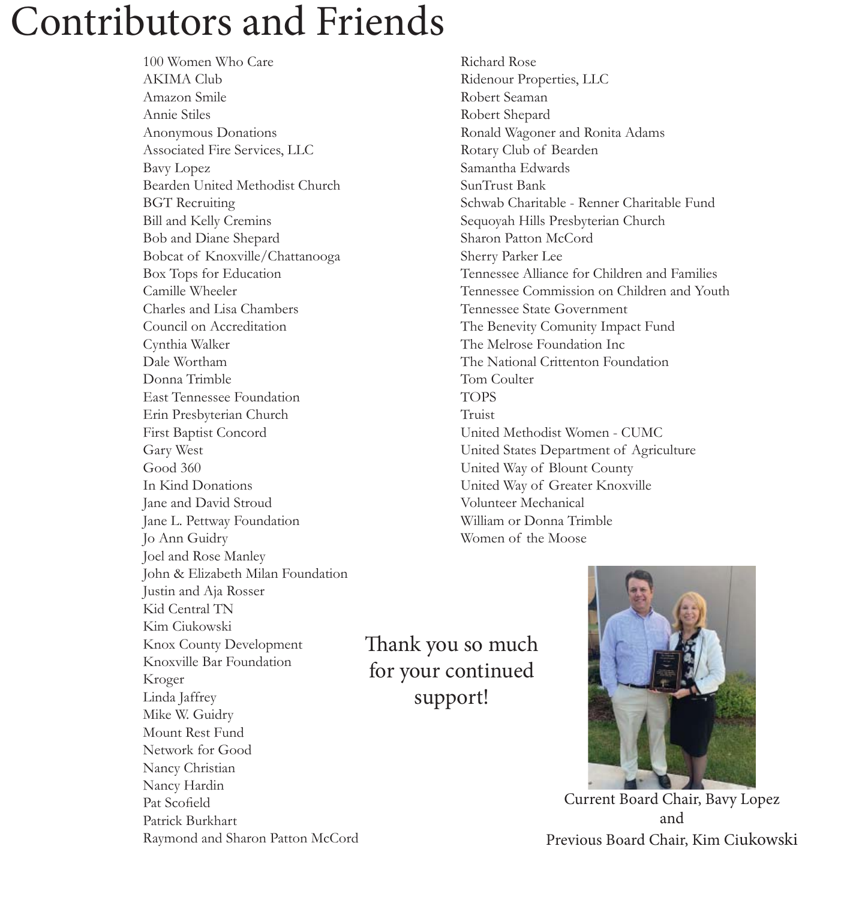# Contributors and Friends

100 Women Who Care
AKIMA Club
Amazon Smile
Annie Stiles
Anonymous Donations
Associated Fire Services, LLC
Bavy Lopez
Bearden United Methodist Church
BGT Recruiting
Bill and Kelly Cremins
Bob and Diane Shepard
Bobcat of Knoxville/Chattanooga
Box Tops for Education
Camille Wheeler
Charles and Lisa Chambers
Council on Accreditation
Cynthia Walker
Dale Wortham
Donna Trimble
East Tennessee Foundation
Erin Presbyterian Church
First Baptist Concord
Gary West
Good 360
In Kind Donations
Jane and David Stroud
Jane L. Pettway Foundation
Jo Ann Guidry
Joel and Rose Manley
John & Elizabeth Milan Foundation
Justin and Aja Rosser
Kid Central TN
Kim Ciukowski
Knox County Development
Knoxville Bar Foundation
Kroger
Linda Jaffrey
Mike W. Guidry
Mount Rest Fund
Network for Good
Nancy Christian
Nancy Hardin
Pat Scofield
Patrick Burkhart
Raymond and Sharon Patton McCord
Richard Rose
Ridenour Properties, LLC
Robert Seaman
Robert Shepard
Ronald Wagoner and Ronita Adams
Rotary Club of Bearden
Samantha Edwards
SunTrust Bank
Schwab Charitable - Renner Charitable Fund
Sequoyah Hills Presbyterian Church
Sharon Patton McCord
Sherry Parker Lee
Tennessee Alliance for Children and Families
Tennessee Commission on Children and Youth
Tennessee State Government
The Benevity Comunity Impact Fund
The Melrose Foundation Inc
The National Crittenton Foundation
Tom Coulter
TOPS
Truist
United Methodist Women - CUMC
United States Department of Agriculture
United Way of Blount County
United Way of Greater Knoxville
Volunteer Mechanical
William or Donna Trimble
Women of the Moose

Thank you so much for your continued support!

Current Board Chair, Bavy Lopez
and
Previous Board Chair, Kim Ciukowski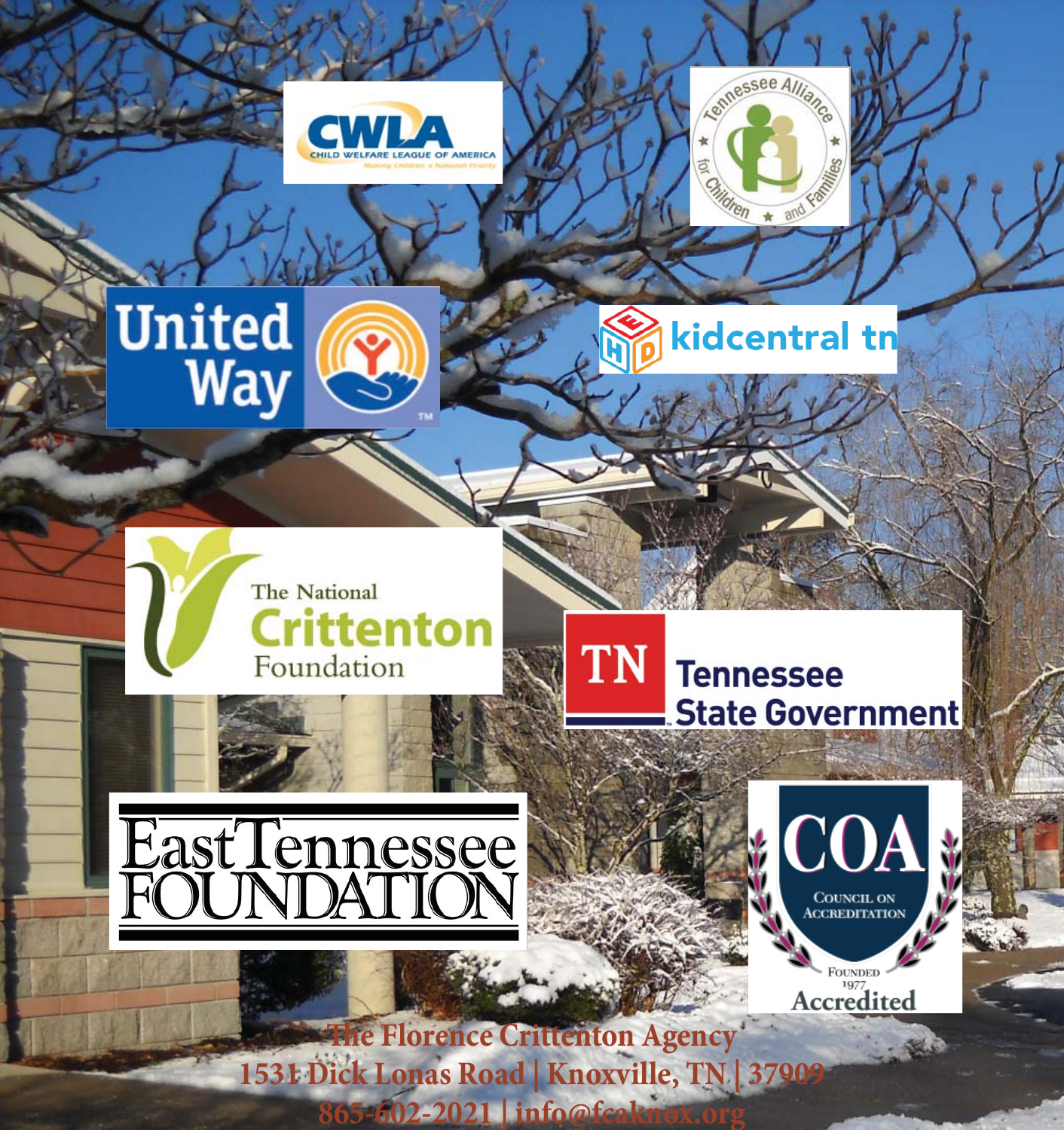CWLA
CHILD WELFARE LEAGUE OF AMERICA
Making Children a National Priority

Tennessee Alliance for Children and Families

United Way

kidcentral tn

The National Crittenton Foundation

TN Tennessee State Government

East Tennessee FOUNDATION

COA
Council on Accreditation
Founded 1977
Accredited

The Florence Crittenton Agency
1531 Dick Lonas Road | Knoxville, TN | 37909
865-602-2021 | info@fcaknox.org